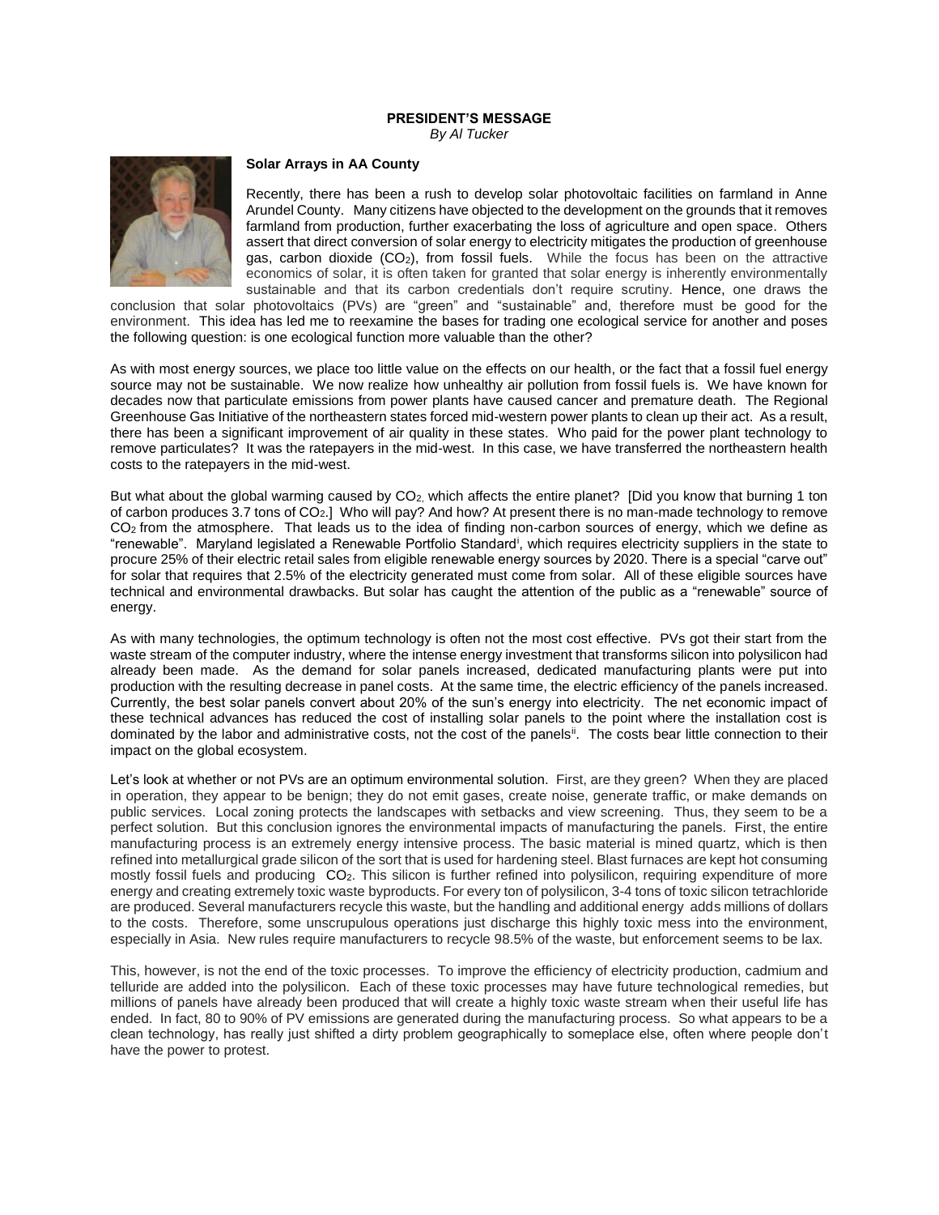**PRESIDENT'S MESSAGE**

*By Al Tucker*

**Solar Arrays in AA County**

Recently, there has been a rush to develop solar photovoltaic facilities on farmland in Anne Arundel County. Many citizens have objected to the development on the grounds that it removes farmland from production, further exacerbating the loss of agriculture and open space. Others assert that direct conversion of solar energy to electricity mitigates the production of greenhouse gas, carbon dioxide ($CO_2$), from fossil fuels. While the focus has been on the attractive economics of solar, it is often taken for granted that solar energy is inherently environmentally sustainable and that its carbon credentials don't require scrutiny. Hence, one draws the conclusion that solar photovoltaics (PVs) are "green" and "sustainable" and, therefore must be good for the environment. This idea has led me to reexamine the bases for trading one ecological service for another and poses the following question: is one ecological function more valuable than the other?

As with most energy sources, we place too little value on the effects on our health, or the fact that a fossil fuel energy source may not be sustainable. We now realize how unhealthy air pollution from fossil fuels is. We have known for decades now that particulate emissions from power plants have caused cancer and premature death. The Regional Greenhouse Gas Initiative of the northeastern states forced mid-western power plants to clean up their act. As a result, there has been a significant improvement of air quality in these states. Who paid for the power plant technology to remove particulates? It was the ratepayers in the mid-west. In this case, we have transferred the northeastern health costs to the ratepayers in the mid-west.

But what about the global warming caused by $CO_2$, which affects the entire planet? [Did you know that burning 1 ton of carbon produces 3.7 tons of $CO_2$.] Who will pay? And how? At present there is no man-made technology to remove $CO_2$ from the atmosphere. That leads us to the idea of finding non-carbon sources of energy, which we define as "renewable". Maryland legislated a Renewable Portfolio Standard[i], which requires electricity suppliers in the state to procure 25% of their electric retail sales from eligible renewable energy sources by 2020. There is a special "carve out" for solar that requires that 2.5% of the electricity generated must come from solar. All of these eligible sources have technical and environmental drawbacks. But solar has caught the attention of the public as a "renewable" source of energy.

As with many technologies, the optimum technology is often not the most cost effective. PVs got their start from the waste stream of the computer industry, where the intense energy investment that transforms silicon into polysilicon had already been made. As the demand for solar panels increased, dedicated manufacturing plants were put into production with the resulting decrease in panel costs. At the same time, the electric efficiency of the panels increased. Currently, the best solar panels convert about 20% of the sun's energy into electricity. The net economic impact of these technical advances has reduced the cost of installing solar panels to the point where the installation cost is dominated by the labor and administrative costs, not the cost of the panels[ii]. The costs bear little connection to their impact on the global ecosystem.

Let's look at whether or not PVs are an optimum environmental solution. First, are they green? When they are placed in operation, they appear to be benign; they do not emit gases, create noise, generate traffic, or make demands on public services. Local zoning protects the landscapes with setbacks and view screening. Thus, they seem to be a perfect solution. But this conclusion ignores the environmental impacts of manufacturing the panels. First, the entire manufacturing process is an extremely energy intensive process. The basic material is mined quartz, which is then refined into metallurgical grade silicon of the sort that is used for hardening steel. Blast furnaces are kept hot consuming mostly fossil fuels and producing $CO_2$. This silicon is further refined into polysilicon, requiring expenditure of more energy and creating extremely toxic waste byproducts. For every ton of polysilicon, 3-4 tons of toxic silicon tetrachloride are produced. Several manufacturers recycle this waste, but the handling and additional energy adds millions of dollars to the costs. Therefore, some unscrupulous operations just discharge this highly toxic mess into the environment, especially in Asia. New rules require manufacturers to recycle 98.5% of the waste, but enforcement seems to be lax.

This, however, is not the end of the toxic processes. To improve the efficiency of electricity production, cadmium and telluride are added into the polysilicon. Each of these toxic processes may have future technological remedies, but millions of panels have already been produced that will create a highly toxic waste stream when their useful life has ended. In fact, 80 to 90% of PV emissions are generated during the manufacturing process. So what appears to be a clean technology, has really just shifted a dirty problem geographically to someplace else, often where people don't have the power to protest.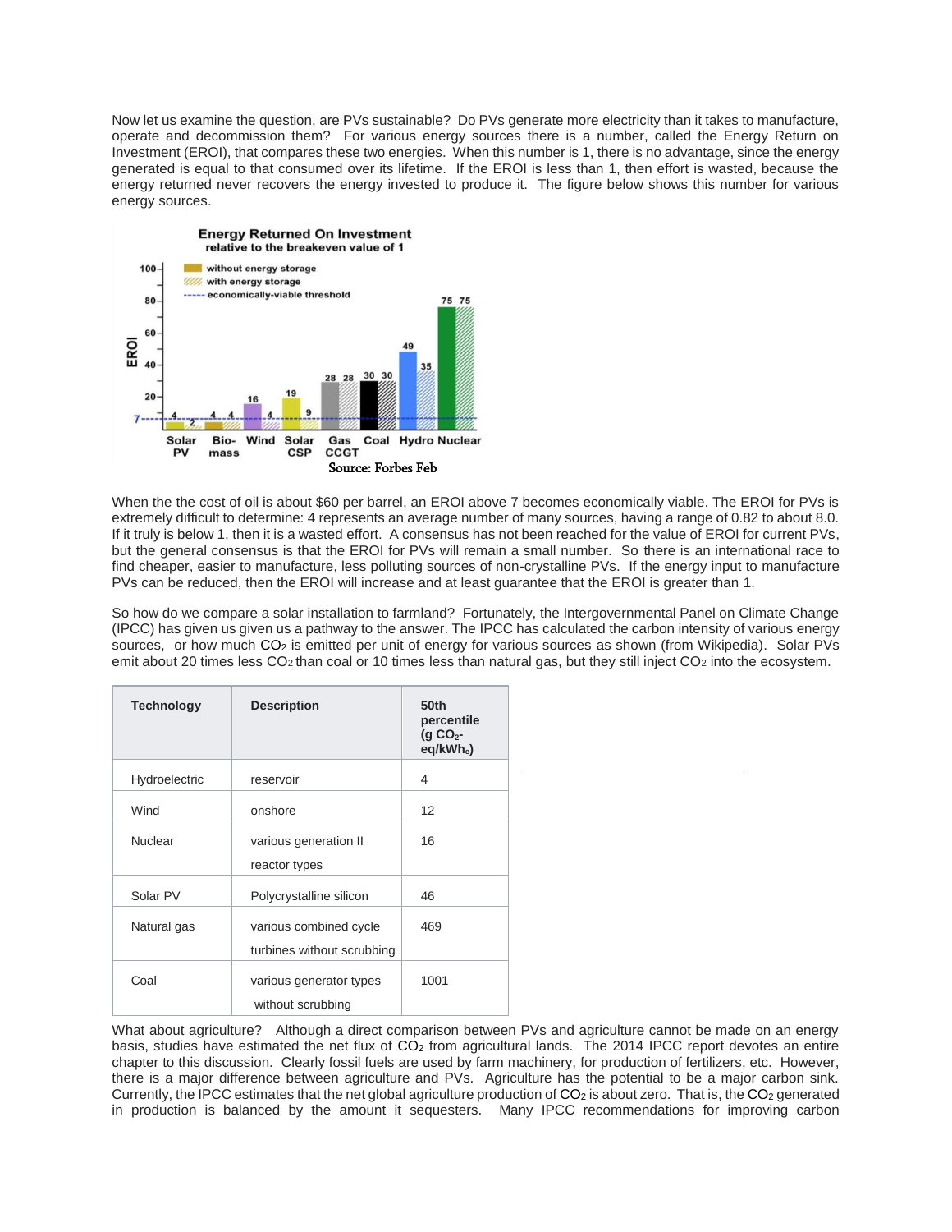Now let us examine the question, are PVs sustainable? Do PVs generate more electricity than it takes to manufacture, operate and decommission them? For various energy sources there is a number, called the Energy Return on Investment (EROI), that compares these two energies. When this number is 1, there is no advantage, since the energy generated is equal to that consumed over its lifetime. If the EROI is less than 1, then effort is wasted, because the energy returned never recovers the energy invested to produce it. The figure below shows this number for various energy sources.

Source: Forbes Feb

When the the cost of oil is about $60 per barrel, an EROI above 7 becomes economically viable. The EROI for PVs is extremely difficult to determine: 4 represents an average number of many sources, having a range of 0.82 to about 8.0. If it truly is below 1, then it is a wasted effort. A consensus has not been reached for the value of EROI for current PVs, but the general consensus is that the EROI for PVs will remain a small number. So there is an international race to find cheaper, easier to manufacture, less polluting sources of non-crystalline PVs. If the energy input to manufacture PVs can be reduced, then the EROI will increase and at least guarantee that the EROI is greater than 1.

So how do we compare a solar installation to farmland? Fortunately, the Intergovernmental Panel on Climate Change (IPCC) has given us a pathway to the answer. The IPCC has calculated the carbon intensity of various energy sources, or how much $CO_2$ is emitted per unit of energy for various sources as shown (from Wikipedia). Solar PVs emit about 20 times less $CO_2$ than coal or 10 times less than natural gas, but they still inject $CO_2$ into the ecosystem.

| Technology | Description | 50th percentile (g $CO_2$-eq/kWh$_e$) |
|---|---|---|
| Hydroelectric | reservoir | 4 |
| Wind | onshore | 12 |
| Nuclear | various generation II reactor types | 16 |
| Solar PV | Polycrystalline silicon | 46 |
| Natural gas | various combined cycle turbines without scrubbing | 469 |
| Coal | various generator types without scrubbing | 1001 |

What about agriculture? Although a direct comparison between PVs and agriculture cannot be made on an energy basis, studies have estimated the net flux of $CO_2$ from agricultural lands. The 2014 IPCC report devotes an entire chapter to this discussion. Clearly fossil fuels are used by farm machinery, for production of fertilizers, etc. However, there is a major difference between agriculture and PVs. Agriculture has the potential to be a major carbon sink. Currently, the IPCC estimates that the net global agriculture production of $CO_2$ is about zero. That is, the $CO_2$ generated in production is balanced by the amount it sequesters. Many IPCC recommendations for improving carbon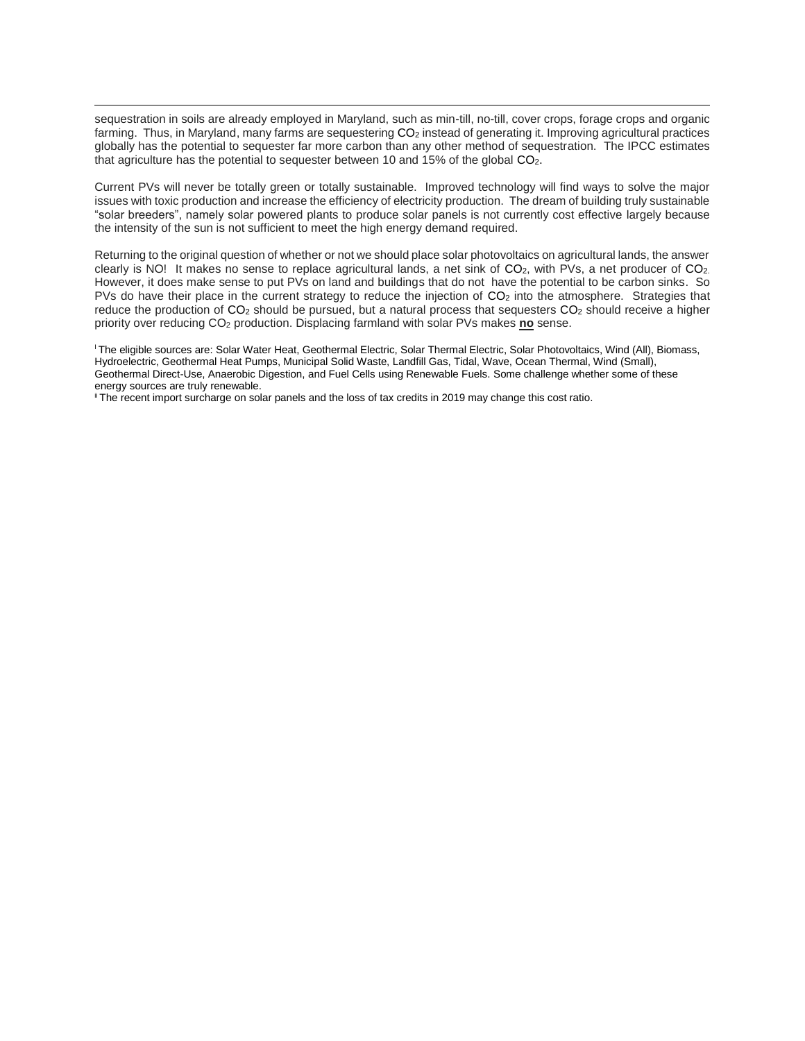sequestration in soils are already employed in Maryland, such as min-till, no-till, cover crops, forage crops and organic farming. Thus, in Maryland, many farms are sequestering $CO_2$ instead of generating it. Improving agricultural practices globally has the potential to sequester far more carbon than any other method of sequestration. The IPCC estimates that agriculture has the potential to sequester between 10 and 15% of the global $CO_2$.

Current PVs will never be totally green or totally sustainable. Improved technology will find ways to solve the major issues with toxic production and increase the efficiency of electricity production. The dream of building truly sustainable "solar breeders", namely solar powered plants to produce solar panels is not currently cost effective largely because the intensity of the sun is not sufficient to meet the high energy demand required.

Returning to the original question of whether or not we should place solar photovoltaics on agricultural lands, the answer clearly is NO! It makes no sense to replace agricultural lands, a net sink of $CO_2$, with PVs, a net producer of $CO_2$. However, it does make sense to put PVs on land and buildings that do not have the potential to be carbon sinks. So PVs do have their place in the current strategy to reduce the injection of $CO_2$ into the atmosphere. Strategies that reduce the production of $CO_2$ should be pursued, but a natural process that sequesters $CO_2$ should receive a higher priority over reducing $CO_2$ production. Displacing farmland with solar PVs makes **no** sense.

[i] The eligible sources are: Solar Water Heat, Geothermal Electric, Solar Thermal Electric, Solar Photovoltaics, Wind (All), Biomass, Hydroelectric, Geothermal Heat Pumps, Municipal Solid Waste, Landfill Gas, Tidal, Wave, Ocean Thermal, Wind (Small), Geothermal Direct-Use, Anaerobic Digestion, and Fuel Cells using Renewable Fuels. Some challenge whether some of these energy sources are truly renewable.

[ii] The recent import surcharge on solar panels and the loss of tax credits in 2019 may change this cost ratio.